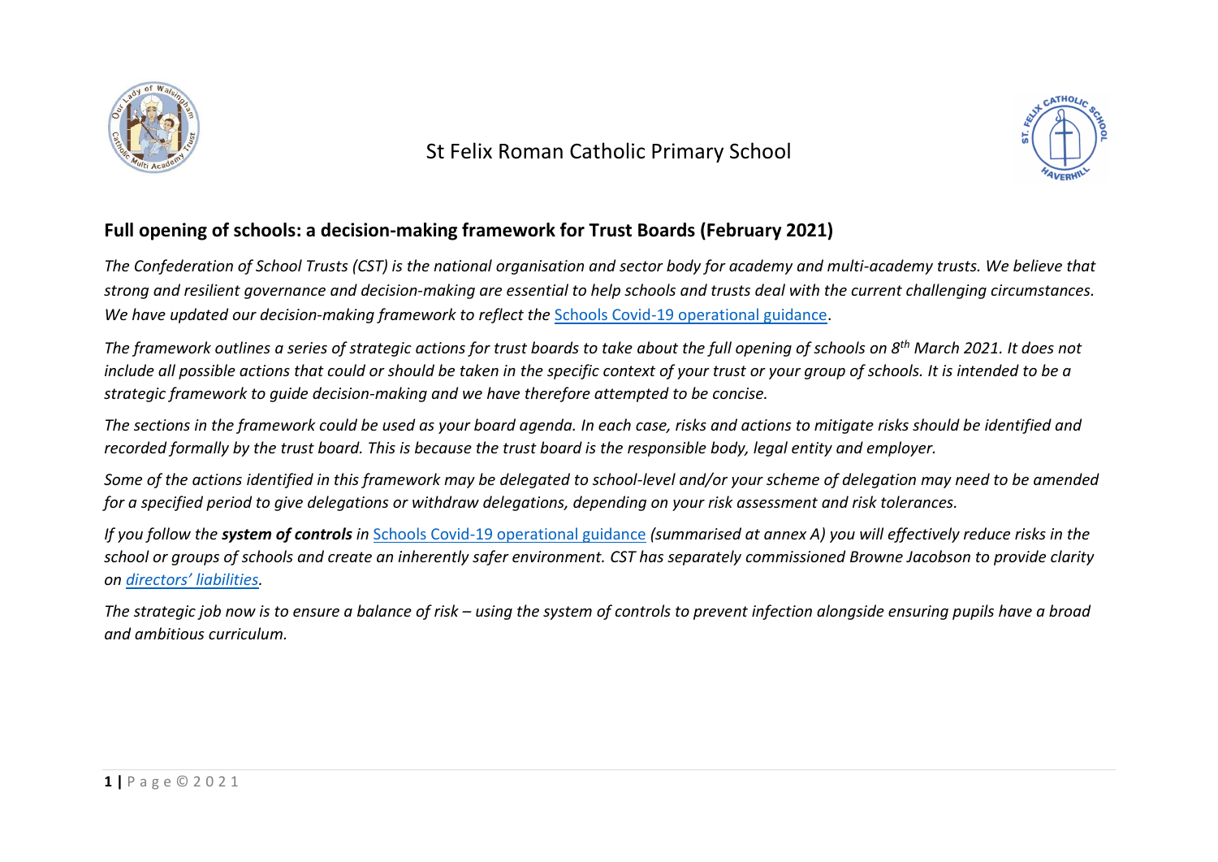St Felix Roman Catholic Primary School

## Full opening of schools: a decision-making framework for Trust Boards (February 2021)

*The Confederation of School Trusts (CST) is the national organisation and sector body for academy and multi-academy trusts. We believe that strong and resilient governance and decision-making are essential to help schools and trusts deal with the current challenging circumstances. We have updated our decision-making framework to reflect the* [Schools Covid-19 operational guidance]*.*

*The framework outlines a series of strategic actions for trust boards to take about the full opening of schools on 8th March 2021. It does not include all possible actions that could or should be taken in the specific context of your trust or your group of schools. It is intended to be a strategic framework to guide decision-making and we have therefore attempted to be concise.*

*The sections in the framework could be used as your board agenda. In each case, risks and actions to mitigate risks should be identified and recorded formally by the trust board. This is because the trust board is the responsible body, legal entity and employer.*

*Some of the actions identified in this framework may be delegated to school-level and/or your scheme of delegation may need to be amended for a specified period to give delegations or withdraw delegations, depending on your risk assessment and risk tolerances.*

*If you follow the **system of controls** in* [Schools Covid-19 operational guidance] *(summarised at annex A) you will effectively reduce risks in the school or groups of schools and create an inherently safer environment. CST has separately commissioned Browne Jacobson to provide clarity on [directors' liabilities].*

*The strategic job now is to ensure a balance of risk – using the system of controls to prevent infection alongside ensuring pupils have a broad and ambitious curriculum.*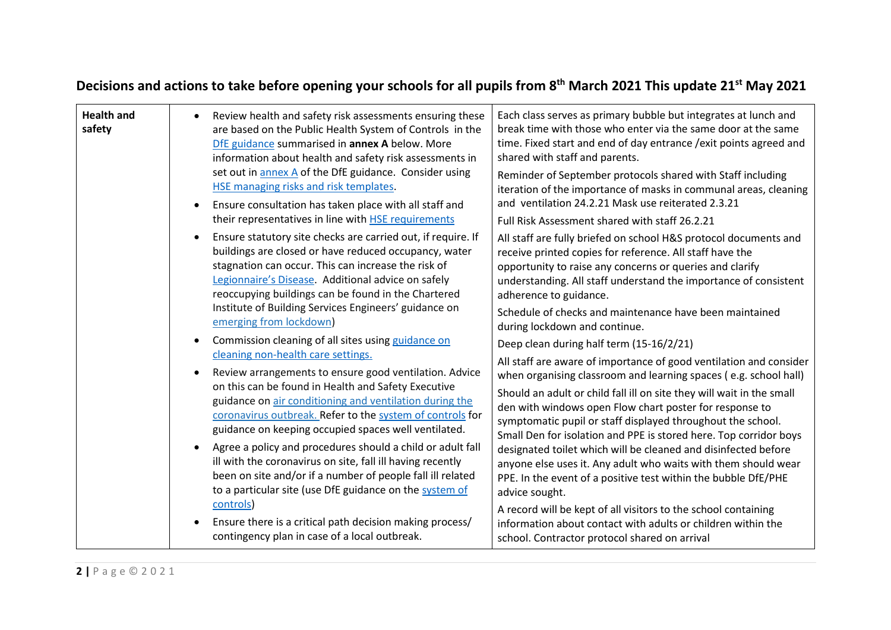## Decisions and actions to take before opening your schools for all pupils from 8th March 2021 This update 21st May 2021

| | | |
|---|---|---|
| **Health and safety** | • Review health and safety risk assessments ensuring these are based on the Public Health System of Controls in the DfE guidance summarised in **annex A** below. More information about health and safety risk assessments in set out in annex A of the DfE guidance. Consider using HSE managing risks and risk templates.<br>• Ensure consultation has taken place with all staff and their representatives in line with HSE requirements<br>• Ensure statutory site checks are carried out, if require. If buildings are closed or have reduced occupancy, water stagnation can occur. This can increase the risk of Legionnaire's Disease. Additional advice on safely reoccupying buildings can be found in the Chartered Institute of Building Services Engineers' guidance on emerging from lockdown)<br>• Commission cleaning of all sites using guidance on cleaning non-health care settings.<br>• Review arrangements to ensure good ventilation. Advice on this can be found in Health and Safety Executive guidance on air conditioning and ventilation during the coronavirus outbreak. Refer to the system of controls for guidance on keeping occupied spaces well ventilated.<br>• Agree a policy and procedures should a child or adult fall ill with the coronavirus on site, fall ill having recently been on site and/or if a number of people fall ill related to a particular site (use DfE guidance on the system of controls)<br>• Ensure there is a critical path decision making process/ contingency plan in case of a local outbreak. | Each class serves as primary bubble but integrates at lunch and break time with those who enter via the same door at the same time. Fixed start and end of day entrance /exit points agreed and shared with staff and parents.<br>Reminder of September protocols shared with Staff including iteration of the importance of masks in communal areas, cleaning and ventilation 24.2.21 Mask use reiterated 2.3.21<br>Full Risk Assessment shared with staff 26.2.21<br>All staff are fully briefed on school H&S protocol documents and receive printed copies for reference. All staff have the opportunity to raise any concerns or queries and clarify understanding. All staff understand the importance of consistent adherence to guidance.<br>Schedule of checks and maintenance have been maintained during lockdown and continue.<br>Deep clean during half term (15-16/2/21)<br>All staff are aware of importance of good ventilation and consider when organising classroom and learning spaces ( e.g. school hall)<br>Should an adult or child fall ill on site they will wait in the small den with windows open Flow chart poster for response to symptomatic pupil or staff displayed throughout the school. Small Den for isolation and PPE is stored here. Top corridor boys designated toilet which will be cleaned and disinfected before anyone else uses it. Any adult who waits with them should wear PPE. In the event of a positive test within the bubble DfE/PHE advice sought.<br>A record will be kept of all visitors to the school containing information about contact with adults or children within the school. Contractor protocol shared on arrival |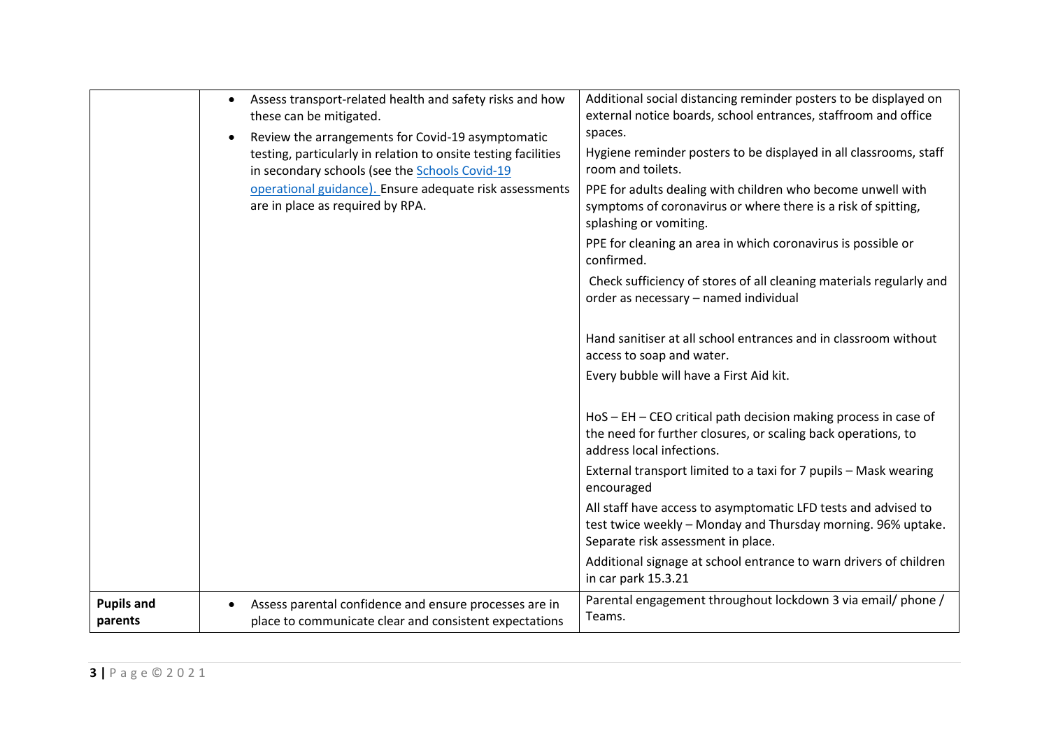| | | |
|---|---|---|
| | • Assess transport-related health and safety risks and how these can be mitigated.<br>• Review the arrangements for Covid-19 asymptomatic testing, particularly in relation to onsite testing facilities in secondary schools (see the [Schools Covid-19 operational guidance](). Ensure adequate risk assessments are in place as required by RPA. | Additional social distancing reminder posters to be displayed on external notice boards, school entrances, staffroom and office spaces.<br>Hygiene reminder posters to be displayed in all classrooms, staff room and toilets.<br>PPE for adults dealing with children who become unwell with symptoms of coronavirus or where there is a risk of spitting, splashing or vomiting.<br>PPE for cleaning an area in which coronavirus is possible or confirmed.<br>Check sufficiency of stores of all cleaning materials regularly and order as necessary – named individual<br><br>Hand sanitiser at all school entrances and in classroom without access to soap and water.<br>Every bubble will have a First Aid kit.<br><br>HoS – EH – CEO critical path decision making process in case of the need for further closures, or scaling back operations, to address local infections.<br>External transport limited to a taxi for 7 pupils – Mask wearing encouraged<br>All staff have access to asymptomatic LFD tests and advised to test twice weekly – Monday and Thursday morning. 96% uptake. Separate risk assessment in place.<br>Additional signage at school entrance to warn drivers of children in car park 15.3.21 |
| **Pupils and parents** | • Assess parental confidence and ensure processes are in place to communicate clear and consistent expectations | Parental engagement throughout lockdown 3 via email/ phone / Teams. |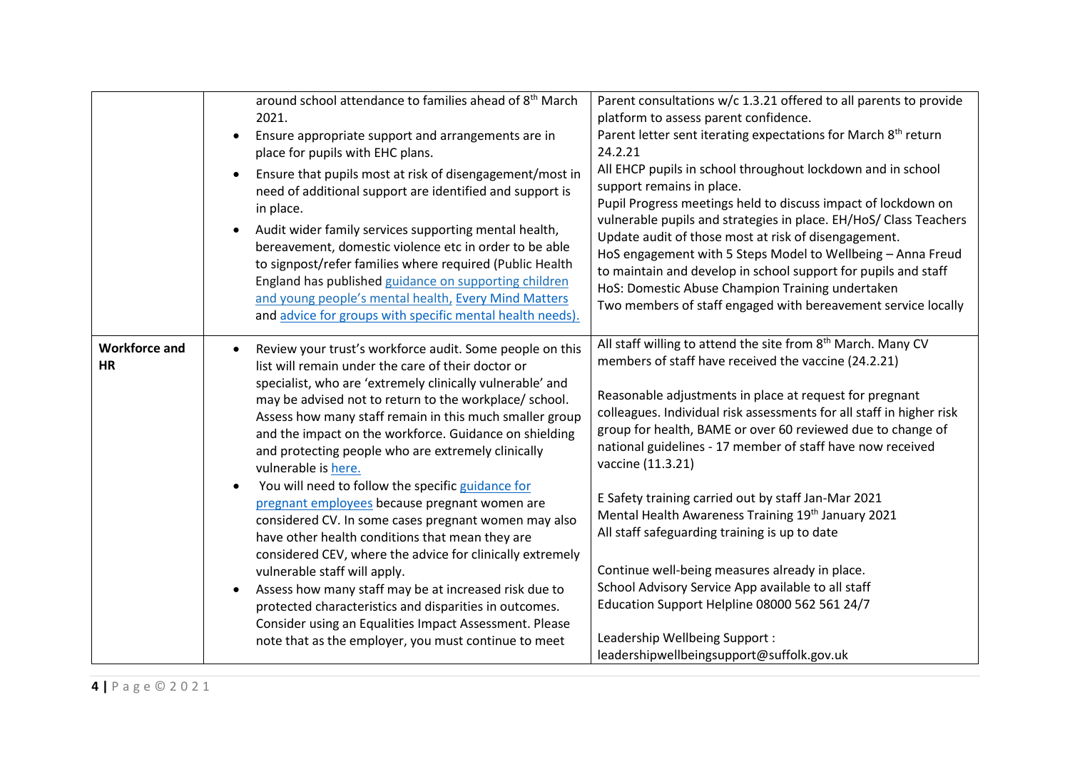| | | |
|---|---|---|
| | around school attendance to families ahead of 8th March 2021.<br>• Ensure appropriate support and arrangements are in place for pupils with EHC plans.<br>• Ensure that pupils most at risk of disengagement/most in need of additional support are identified and support is in place.<br>• Audit wider family services supporting mental health, bereavement, domestic violence etc in order to be able to signpost/refer families where required (Public Health England has published guidance on supporting children and young people's mental health, Every Mind Matters and advice for groups with specific mental health needs). | Parent consultations w/c 1.3.21 offered to all parents to provide platform to assess parent confidence.<br>Parent letter sent iterating expectations for March 8th return 24.2.21<br>All EHCP pupils in school throughout lockdown and in school support remains in place.<br>Pupil Progress meetings held to discuss impact of lockdown on vulnerable pupils and strategies in place. EH/HoS/ Class Teachers Update audit of those most at risk of disengagement.<br>HoS engagement with 5 Steps Model to Wellbeing – Anna Freud to maintain and develop in school support for pupils and staff<br>HoS: Domestic Abuse Champion Training undertaken<br>Two members of staff engaged with bereavement service locally |
| **Workforce and HR** | • Review your trust's workforce audit. Some people on this list will remain under the care of their doctor or specialist, who are 'extremely clinically vulnerable' and may be advised not to return to the workplace/ school. Assess how many staff remain in this much smaller group and the impact on the workforce. Guidance on shielding and protecting people who are extremely clinically vulnerable is here.<br>• You will need to follow the specific guidance for pregnant employees because pregnant women are considered CV. In some cases pregnant women may also have other health conditions that mean they are considered CEV, where the advice for clinically extremely vulnerable staff will apply.<br>• Assess how many staff may be at increased risk due to protected characteristics and disparities in outcomes. Consider using an Equalities Impact Assessment. Please note that as the employer, you must continue to meet | All staff willing to attend the site from 8th March. Many CV members of staff have received the vaccine (24.2.21)<br><br>Reasonable adjustments in place at request for pregnant colleagues. Individual risk assessments for all staff in higher risk group for health, BAME or over 60 reviewed due to change of national guidelines - 17 member of staff have now received vaccine (11.3.21)<br><br>E Safety training carried out by staff Jan-Mar 2021<br>Mental Health Awareness Training 19th January 2021<br>All staff safeguarding training is up to date<br><br>Continue well-being measures already in place.<br>School Advisory Service App available to all staff<br>Education Support Helpline 08000 562 561 24/7<br><br>Leadership Wellbeing Support :<br>leadershipwellbeingsupport@suffolk.gov.uk |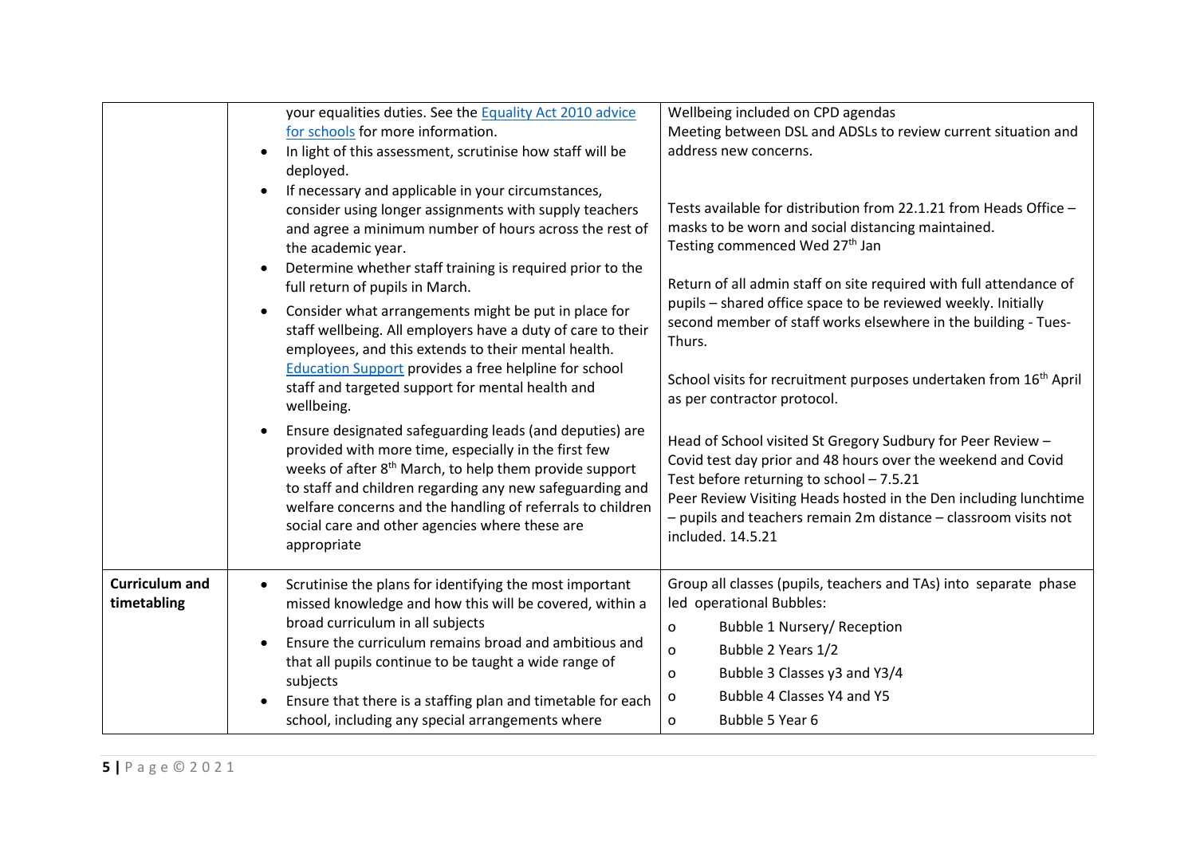| | | |
|---|---|---|
| | your equalities duties. See the [Equality Act 2010 advice for schools](#) for more information.<br>• In light of this assessment, scrutinise how staff will be deployed.<br>• If necessary and applicable in your circumstances, consider using longer assignments with supply teachers and agree a minimum number of hours across the rest of the academic year.<br>• Determine whether staff training is required prior to the full return of pupils in March.<br>• Consider what arrangements might be put in place for staff wellbeing. All employers have a duty of care to their employees, and this extends to their mental health. [Education Support](#) provides a free helpline for school staff and targeted support for mental health and wellbeing.<br>• Ensure designated safeguarding leads (and deputies) are provided with more time, especially in the first few weeks of after 8th March, to help them provide support to staff and children regarding any new safeguarding and welfare concerns and the handling of referrals to children social care and other agencies where these are appropriate | Wellbeing included on CPD agendas<br>Meeting between DSL and ADSLs to review current situation and address new concerns.<br><br>Tests available for distribution from 22.1.21 from Heads Office – masks to be worn and social distancing maintained.<br>Testing commenced Wed 27th Jan<br><br>Return of all admin staff on site required with full attendance of pupils – shared office space to be reviewed weekly. Initially second member of staff works elsewhere in the building - Tues-Thurs.<br><br>School visits for recruitment purposes undertaken from 16th April as per contractor protocol.<br><br>Head of School visited St Gregory Sudbury for Peer Review – Covid test day prior and 48 hours over the weekend and Covid Test before returning to school – 7.5.21<br>Peer Review Visiting Heads hosted in the Den including lunchtime – pupils and teachers remain 2m distance – classroom visits not included. 14.5.21 |
| **Curriculum and timetabling** | • Scrutinise the plans for identifying the most important missed knowledge and how this will be covered, within a broad curriculum in all subjects<br>• Ensure the curriculum remains broad and ambitious and that all pupils continue to be taught a wide range of subjects<br>• Ensure that there is a staffing plan and timetable for each school, including any special arrangements where | Group all classes (pupils, teachers and TAs) into separate phase led operational Bubbles:<br>o Bubble 1 Nursery/ Reception<br>o Bubble 2 Years 1/2<br>o Bubble 3 Classes y3 and Y3/4<br>o Bubble 4 Classes Y4 and Y5<br>o Bubble 5 Year 6 |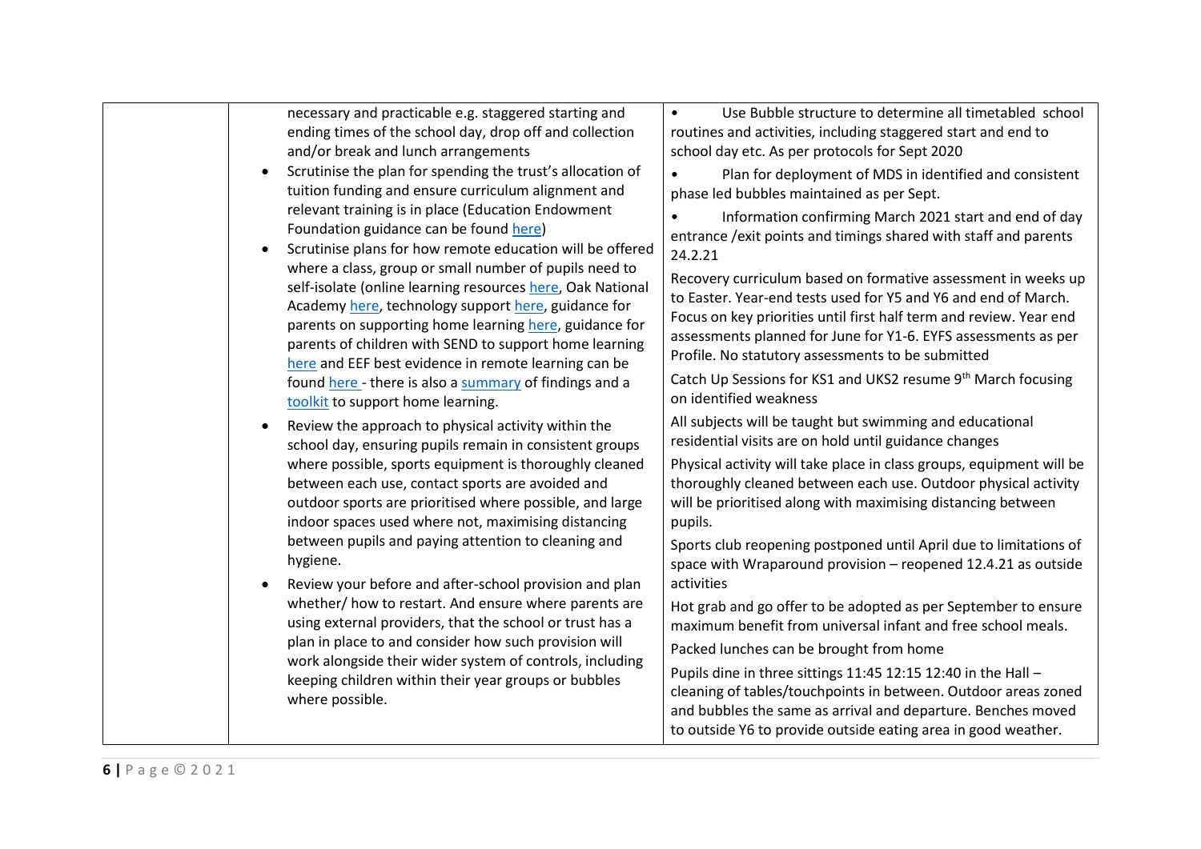| | | |
|---|---|---|
| | necessary and practicable e.g. staggered starting and ending times of the school day, drop off and collection and/or break and lunch arrangements<br>• Scrutinise the plan for spending the trust's allocation of tuition funding and ensure curriculum alignment and relevant training is in place (Education Endowment Foundation guidance can be found here)<br>• Scrutinise plans for how remote education will be offered where a class, group or small number of pupils need to self-isolate (online learning resources here, Oak National Academy here, technology support here, guidance for parents on supporting home learning here, guidance for parents of children with SEND to support home learning here and EEF best evidence in remote learning can be found here - there is also a summary of findings and a toolkit to support home learning.<br>• Review the approach to physical activity within the school day, ensuring pupils remain in consistent groups where possible, sports equipment is thoroughly cleaned between each use, contact sports are avoided and outdoor sports are prioritised where possible, and large indoor spaces used where not, maximising distancing between pupils and paying attention to cleaning and hygiene.<br>• Review your before and after-school provision and plan whether/ how to restart. And ensure where parents are using external providers, that the school or trust has a plan in place to and consider how such provision will work alongside their wider system of controls, including keeping children within their year groups or bubbles where possible. | • Use Bubble structure to determine all timetabled school routines and activities, including staggered start and end to school day etc. As per protocols for Sept 2020<br>• Plan for deployment of MDS in identified and consistent phase led bubbles maintained as per Sept.<br>• Information confirming March 2021 start and end of day entrance /exit points and timings shared with staff and parents 24.2.21<br>Recovery curriculum based on formative assessment in weeks up to Easter. Year-end tests used for Y5 and Y6 and end of March. Focus on key priorities until first half term and review. Year end assessments planned for June for Y1-6. EYFS assessments as per Profile. No statutory assessments to be submitted<br>Catch Up Sessions for KS1 and UKS2 resume 9th March focusing on identified weakness<br>All subjects will be taught but swimming and educational residential visits are on hold until guidance changes<br>Physical activity will take place in class groups, equipment will be thoroughly cleaned between each use. Outdoor physical activity will be prioritised along with maximising distancing between pupils.<br>Sports club reopening postponed until April due to limitations of space with Wraparound provision – reopened 12.4.21 as outside activities<br>Hot grab and go offer to be adopted as per September to ensure maximum benefit from universal infant and free school meals.<br>Packed lunches can be brought from home<br>Pupils dine in three sittings 11:45 12:15 12:40 in the Hall – cleaning of tables/touchpoints in between. Outdoor areas zoned and bubbles the same as arrival and departure. Benches moved to outside Y6 to provide outside eating area in good weather. |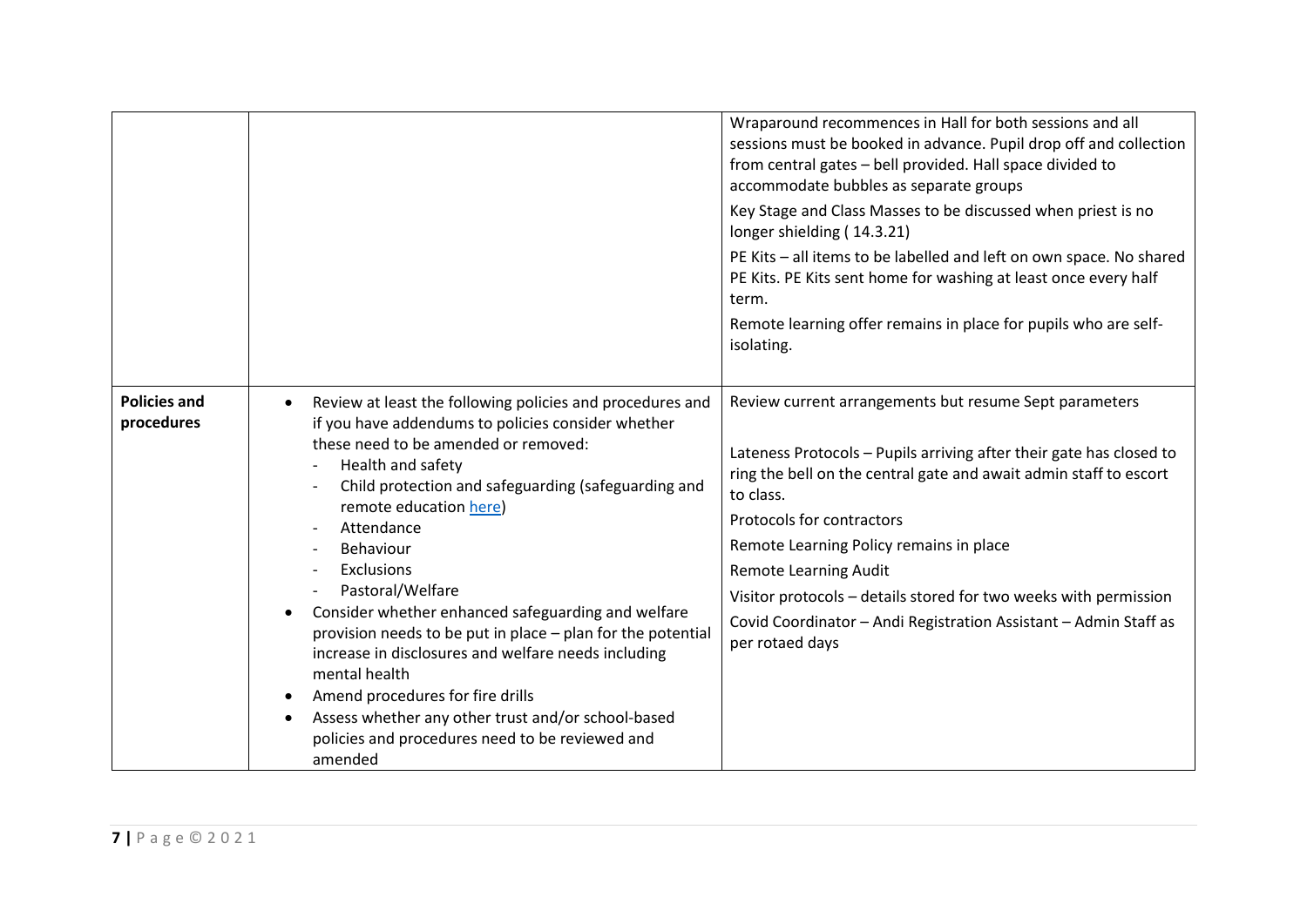| | | |
|---|---|---|
| | | Wraparound recommences in Hall for both sessions and all sessions must be booked in advance. Pupil drop off and collection from central gates – bell provided. Hall space divided to accommodate bubbles as separate groups<br><br>Key Stage and Class Masses to be discussed when priest is no longer shielding ( 14.3.21)<br><br>PE Kits – all items to be labelled and left on own space. No shared PE Kits. PE Kits sent home for washing at least once every half term.<br><br>Remote learning offer remains in place for pupils who are self-isolating. |
| **Policies and procedures** | • Review at least the following policies and procedures and if you have addendums to policies consider whether these need to be amended or removed:<br>- Health and safety<br>- Child protection and safeguarding (safeguarding and remote education [here](here))<br>- Attendance<br>- Behaviour<br>- Exclusions<br>- Pastoral/Welfare<br>• Consider whether enhanced safeguarding and welfare provision needs to be put in place – plan for the potential increase in disclosures and welfare needs including mental health<br>• Amend procedures for fire drills<br>• Assess whether any other trust and/or school-based policies and procedures need to be reviewed and amended | Review current arrangements but resume Sept parameters<br><br>Lateness Protocols – Pupils arriving after their gate has closed to ring the bell on the central gate and await admin staff to escort to class.<br><br>Protocols for contractors<br><br>Remote Learning Policy remains in place<br><br>Remote Learning Audit<br><br>Visitor protocols – details stored for two weeks with permission<br><br>Covid Coordinator – Andi Registration Assistant – Admin Staff as per rotaed days |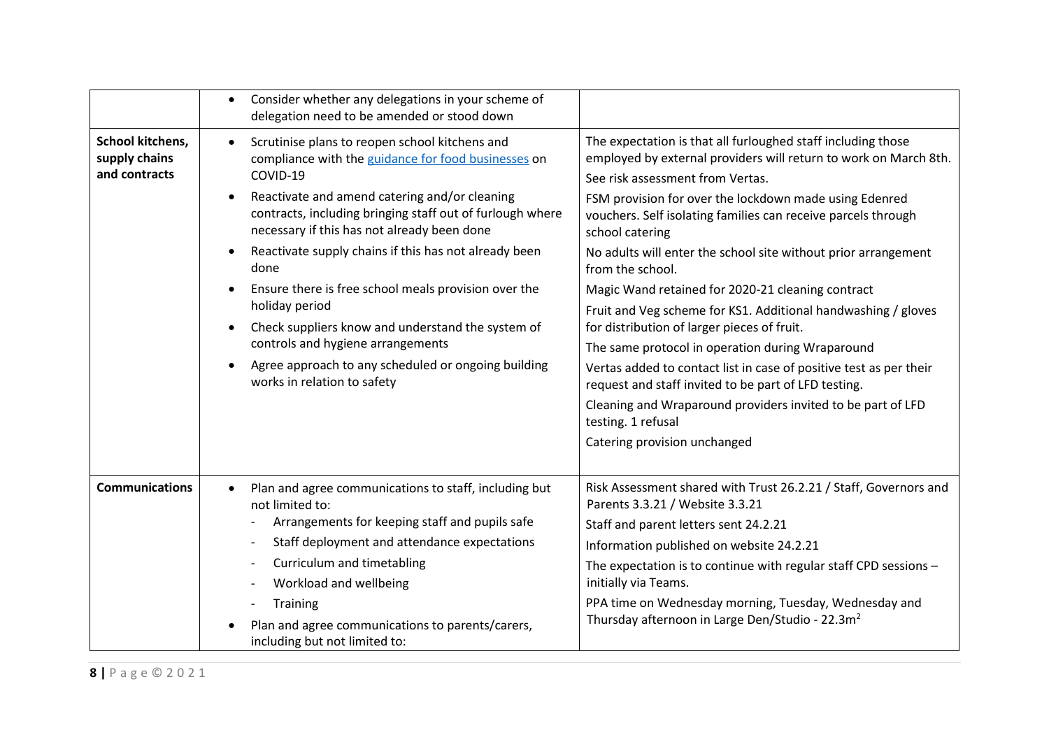| | | |
|---|---|---|
| | • Consider whether any delegations in your scheme of delegation need to be amended or stood down | |
| **School kitchens, supply chains and contracts** | • Scrutinise plans to reopen school kitchens and compliance with the [guidance for food businesses](#) on COVID-19<br>• Reactivate and amend catering and/or cleaning contracts, including bringing staff out of furlough where necessary if this has not already been done<br>• Reactivate supply chains if this has not already been done<br>• Ensure there is free school meals provision over the holiday period<br>• Check suppliers know and understand the system of controls and hygiene arrangements<br>• Agree approach to any scheduled or ongoing building works in relation to safety | The expectation is that all furloughed staff including those employed by external providers will return to work on March 8th.<br>See risk assessment from Vertas.<br>FSM provision for over the lockdown made using Edenred vouchers. Self isolating families can receive parcels through school catering<br>No adults will enter the school site without prior arrangement from the school.<br>Magic Wand retained for 2020-21 cleaning contract<br>Fruit and Veg scheme for KS1. Additional handwashing / gloves for distribution of larger pieces of fruit.<br>The same protocol in operation during Wraparound<br>Vertas added to contact list in case of positive test as per their request and staff invited to be part of LFD testing.<br>Cleaning and Wraparound providers invited to be part of LFD testing. 1 refusal<br>Catering provision unchanged |
| **Communications** | • Plan and agree communications to staff, including but not limited to:<br>- Arrangements for keeping staff and pupils safe<br>- Staff deployment and attendance expectations<br>- Curriculum and timetabling<br>- Workload and wellbeing<br>- Training<br>• Plan and agree communications to parents/carers, including but not limited to: | Risk Assessment shared with Trust 26.2.21 / Staff, Governors and Parents 3.3.21 / Website 3.3.21<br>Staff and parent letters sent 24.2.21<br>Information published on website 24.2.21<br>The expectation is to continue with regular staff CPD sessions – initially via Teams.<br>PPA time on Wednesday morning, Tuesday, Wednesday and Thursday afternoon in Large Den/Studio - 22.3m² |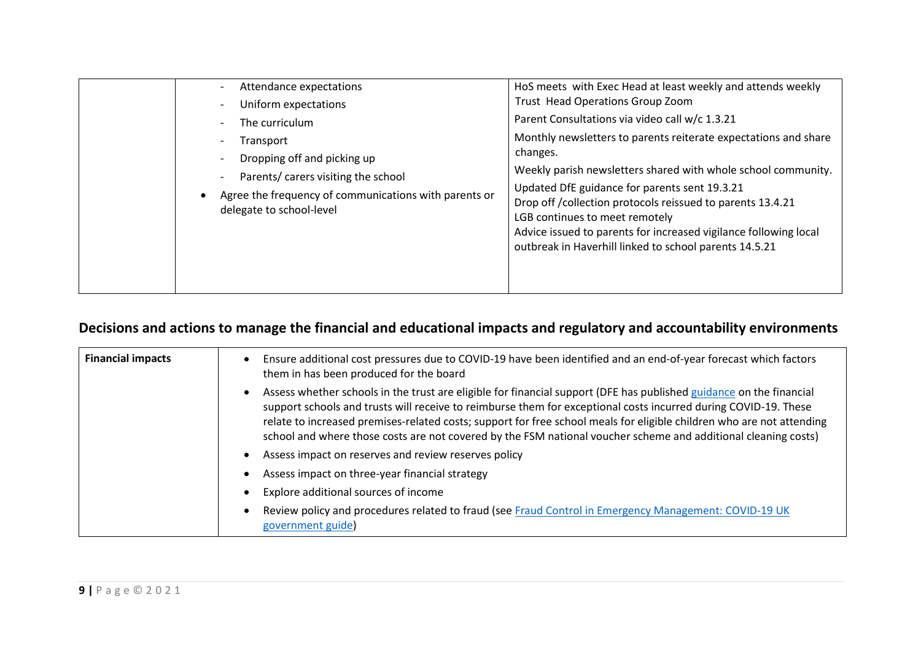| | - Attendance expectations<br>- Uniform expectations<br>- The curriculum<br>- Transport<br>- Dropping off and picking up<br>- Parents/ carers visiting the school<br>• Agree the frequency of communications with parents or delegate to school-level | HoS meets with Exec Head at least weekly and attends weekly Trust Head Operations Group Zoom<br>Parent Consultations via video call w/c 1.3.21<br>Monthly newsletters to parents reiterate expectations and share changes.<br>Weekly parish newsletters shared with whole school community.<br>Updated DfE guidance for parents sent 19.3.21<br>Drop off /collection protocols reissued to parents 13.4.21<br>LGB continues to meet remotely<br>Advice issued to parents for increased vigilance following local outbreak in Haverhill linked to school parents 14.5.21 |
|---|---|---|

## Decisions and actions to manage the financial and educational impacts and regulatory and accountability environments

| **Financial impacts** | • Ensure additional cost pressures due to COVID-19 have been identified and an end-of-year forecast which factors them in has been produced for the board<br>• Assess whether schools in the trust are eligible for financial support (DFE has published guidance on the financial support schools and trusts will receive to reimburse them for exceptional costs incurred during COVID-19. These relate to increased premises-related costs; support for free school meals for eligible children who are not attending school and where those costs are not covered by the FSM national voucher scheme and additional cleaning costs)<br>• Assess impact on reserves and review reserves policy<br>• Assess impact on three-year financial strategy<br>• Explore additional sources of income<br>• Review policy and procedures related to fraud (see Fraud Control in Emergency Management: COVID-19 UK government guide) |
|---|---|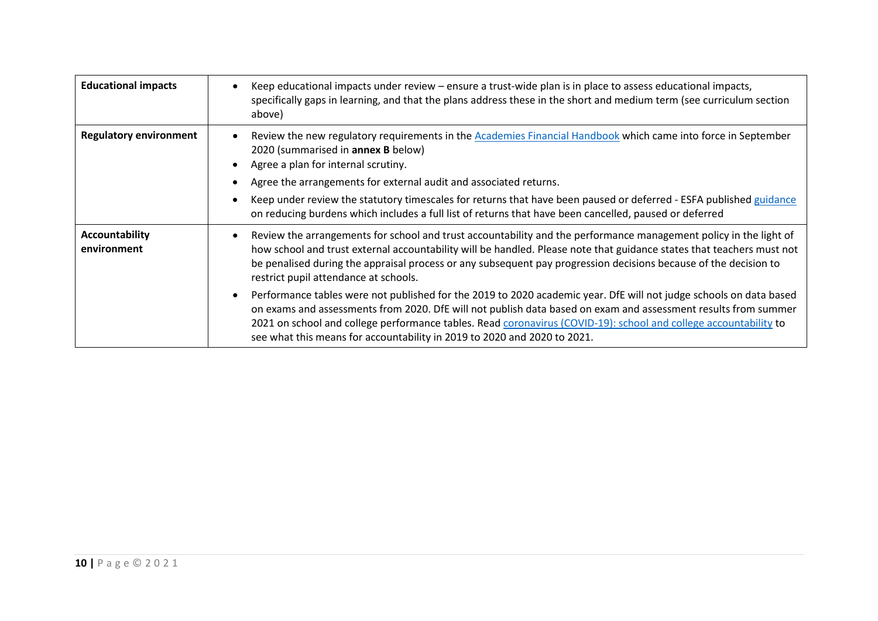| | |
|---|---|
| **Educational impacts** | • Keep educational impacts under review – ensure a trust-wide plan is in place to assess educational impacts, specifically gaps in learning, and that the plans address these in the short and medium term (see curriculum section above) |
| **Regulatory environment** | • Review the new regulatory requirements in the Academies Financial Handbook which came into force in September 2020 (summarised in **annex B** below)<br>• Agree a plan for internal scrutiny.<br>• Agree the arrangements for external audit and associated returns.<br>• Keep under review the statutory timescales for returns that have been paused or deferred - ESFA published guidance on reducing burdens which includes a full list of returns that have been cancelled, paused or deferred |
| **Accountability environment** | • Review the arrangements for school and trust accountability and the performance management policy in the light of how school and trust external accountability will be handled. Please note that guidance states that teachers must not be penalised during the appraisal process or any subsequent pay progression decisions because of the decision to restrict pupil attendance at schools.<br>• Performance tables were not published for the 2019 to 2020 academic year. DfE will not judge schools on data based on exams and assessments from 2020. DfE will not publish data based on exam and assessment results from summer 2021 on school and college performance tables. Read coronavirus (COVID-19): school and college accountability to see what this means for accountability in 2019 to 2020 and 2020 to 2021. |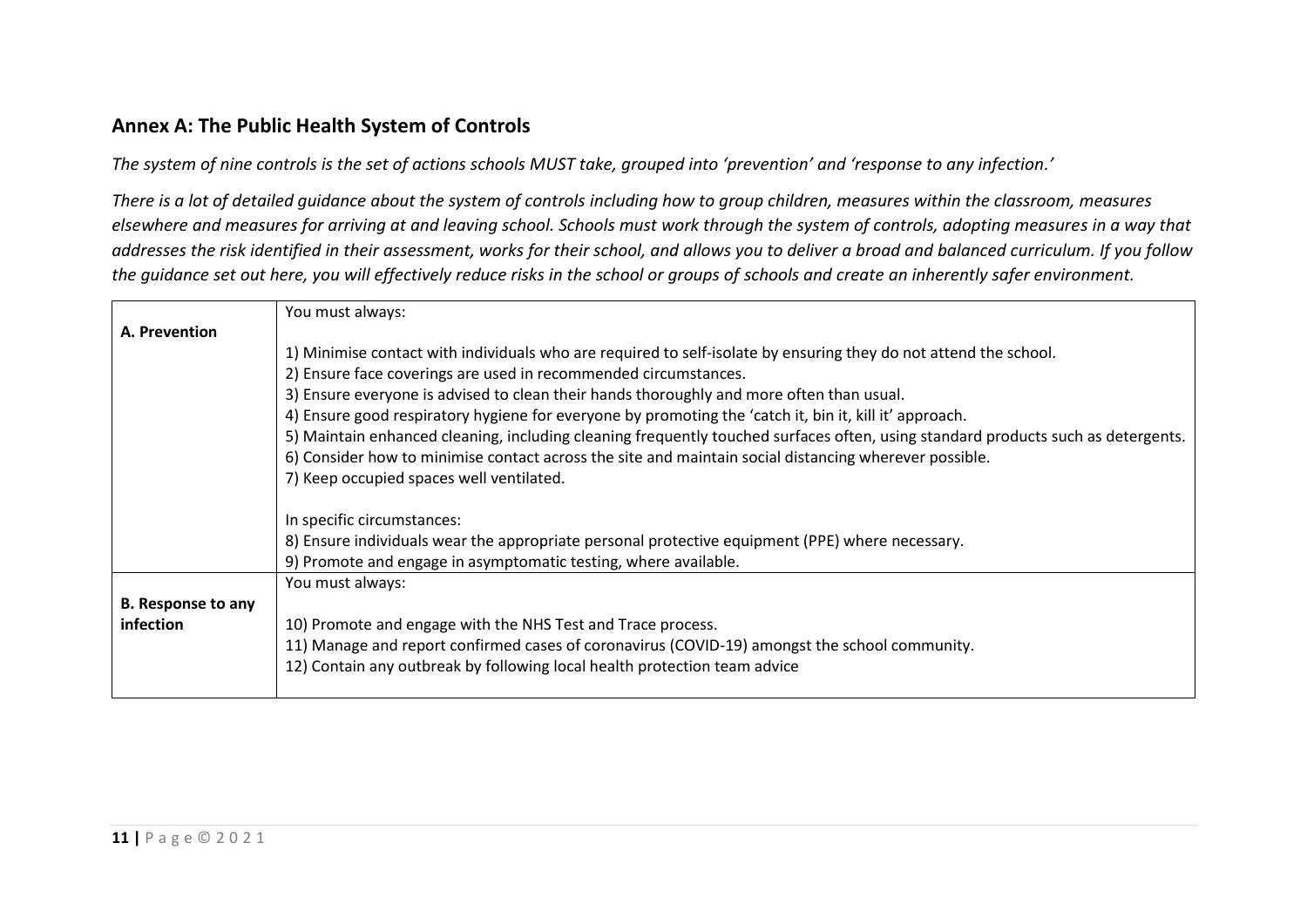## Annex A: The Public Health System of Controls

*The system of nine controls is the set of actions schools MUST take, grouped into 'prevention' and 'response to any infection.'*

*There is a lot of detailed guidance about the system of controls including how to group children, measures within the classroom, measures elsewhere and measures for arriving at and leaving school. Schools must work through the system of controls, adopting measures in a way that addresses the risk identified in their assessment, works for their school, and allows you to deliver a broad and balanced curriculum. If you follow the guidance set out here, you will effectively reduce risks in the school or groups of schools and create an inherently safer environment.*

| | |
|---|---|
| **A. Prevention** | You must always:<br><br>1) Minimise contact with individuals who are required to self-isolate by ensuring they do not attend the school.<br>2) Ensure face coverings are used in recommended circumstances.<br>3) Ensure everyone is advised to clean their hands thoroughly and more often than usual.<br>4) Ensure good respiratory hygiene for everyone by promoting the 'catch it, bin it, kill it' approach.<br>5) Maintain enhanced cleaning, including cleaning frequently touched surfaces often, using standard products such as detergents.<br>6) Consider how to minimise contact across the site and maintain social distancing wherever possible.<br>7) Keep occupied spaces well ventilated.<br><br>In specific circumstances:<br>8) Ensure individuals wear the appropriate personal protective equipment (PPE) where necessary.<br>9) Promote and engage in asymptomatic testing, where available. |
| **B. Response to any infection** | You must always:<br><br>10) Promote and engage with the NHS Test and Trace process.<br>11) Manage and report confirmed cases of coronavirus (COVID-19) amongst the school community.<br>12) Contain any outbreak by following local health protection team advice |